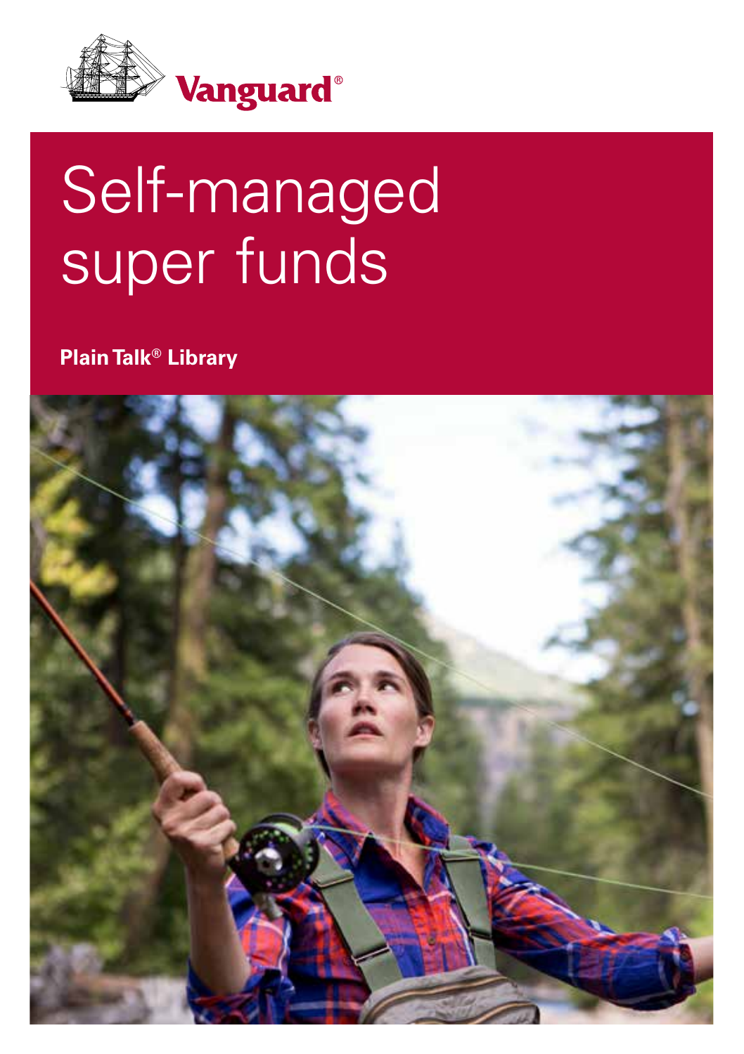Vanguard®

# Self-managed super funds

**Plain Talk® Library**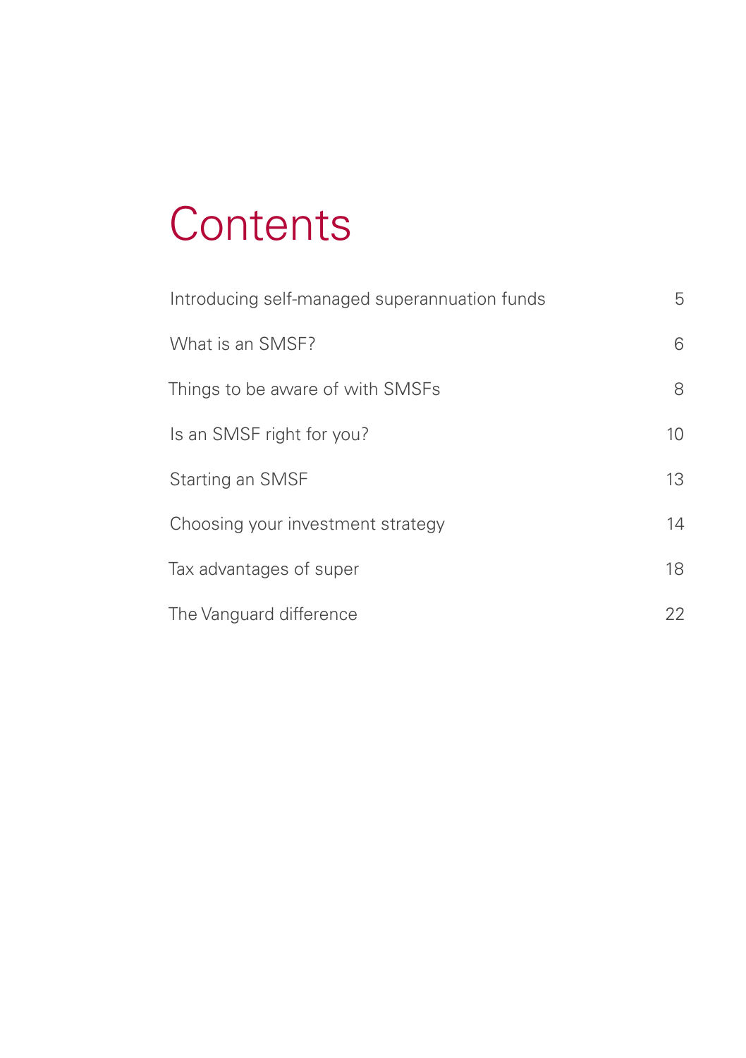# Contents

| | |
|---|---|
| Introducing self-managed superannuation funds | 5 |
| What is an SMSF? | 6 |
| Things to be aware of with SMSFs | 8 |
| Is an SMSF right for you? | 10 |
| Starting an SMSF | 13 |
| Choosing your investment strategy | 14 |
| Tax advantages of super | 18 |
| The Vanguard difference | 22 |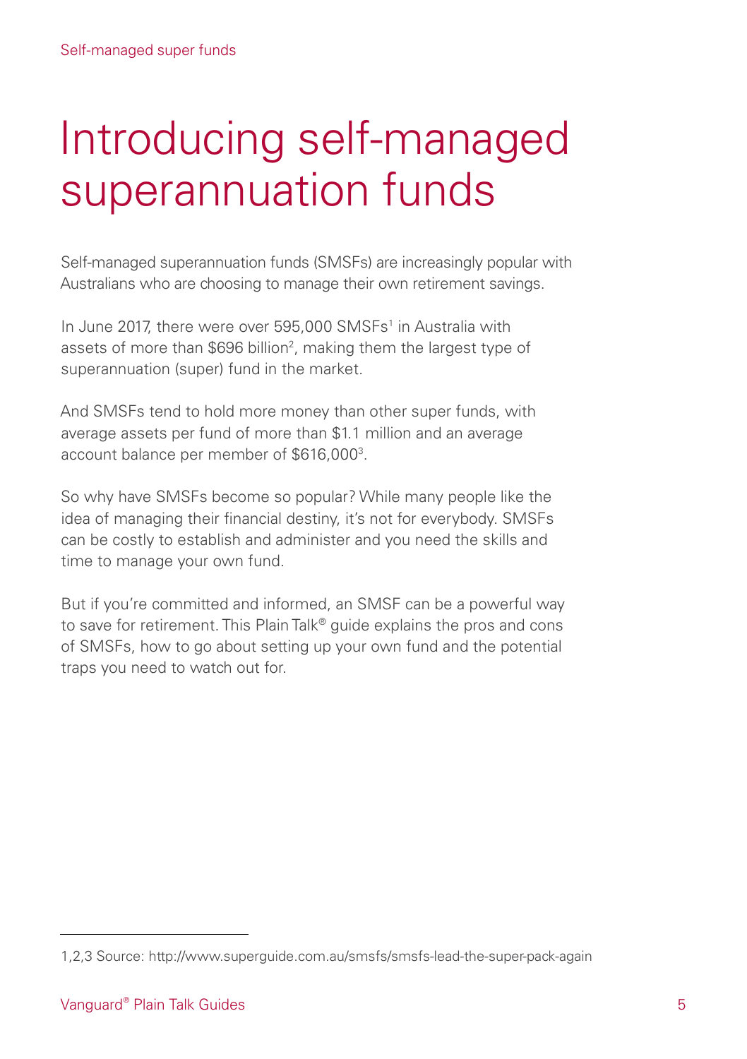# Introducing self-managed superannuation funds

Self-managed superannuation funds (SMSFs) are increasingly popular with Australians who are choosing to manage their own retirement savings.

In June 2017, there were over 595,000 SMSFs[1] in Australia with assets of more than $696 billion[2], making them the largest type of superannuation (super) fund in the market.

And SMSFs tend to hold more money than other super funds, with average assets per fund of more than $1.1 million and an average account balance per member of $616,000[3].

So why have SMSFs become so popular? While many people like the idea of managing their financial destiny, it's not for everybody. SMSFs can be costly to establish and administer and you need the skills and time to manage your own fund.

But if you're committed and informed, an SMSF can be a powerful way to save for retirement. This Plain Talk® guide explains the pros and cons of SMSFs, how to go about setting up your own fund and the potential traps you need to watch out for.

---

1,2,3 Source: http://www.superguide.com.au/smsfs/smsfs-lead-the-super-pack-again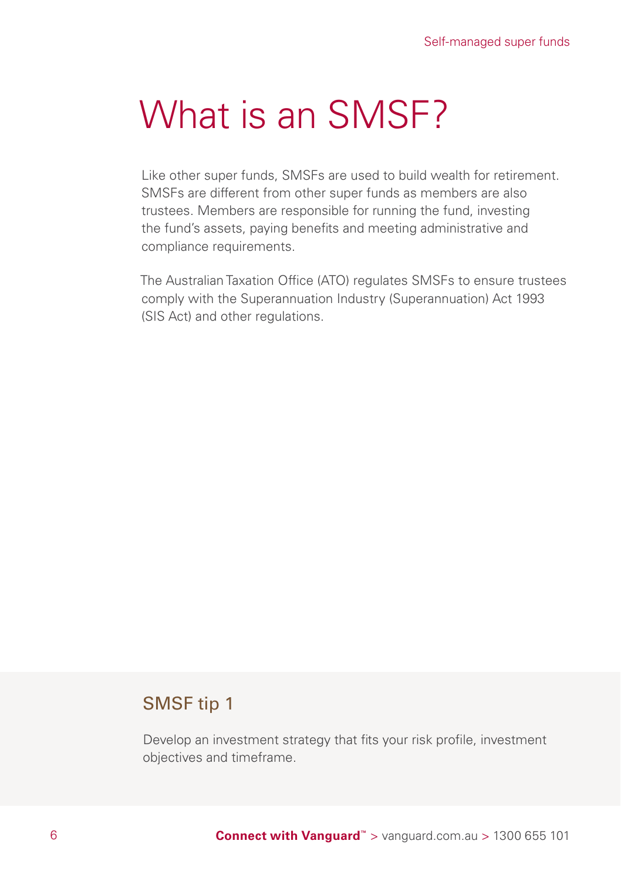# What is an SMSF?

Like other super funds, SMSFs are used to build wealth for retirement. SMSFs are different from other super funds as members are also trustees. Members are responsible for running the fund, investing the fund's assets, paying benefits and meeting administrative and compliance requirements.

The Australian Taxation Office (ATO) regulates SMSFs to ensure trustees comply with the Superannuation Industry (Superannuation) Act 1993 (SIS Act) and other regulations.

## SMSF tip 1

Develop an investment strategy that fits your risk profile, investment objectives and timeframe.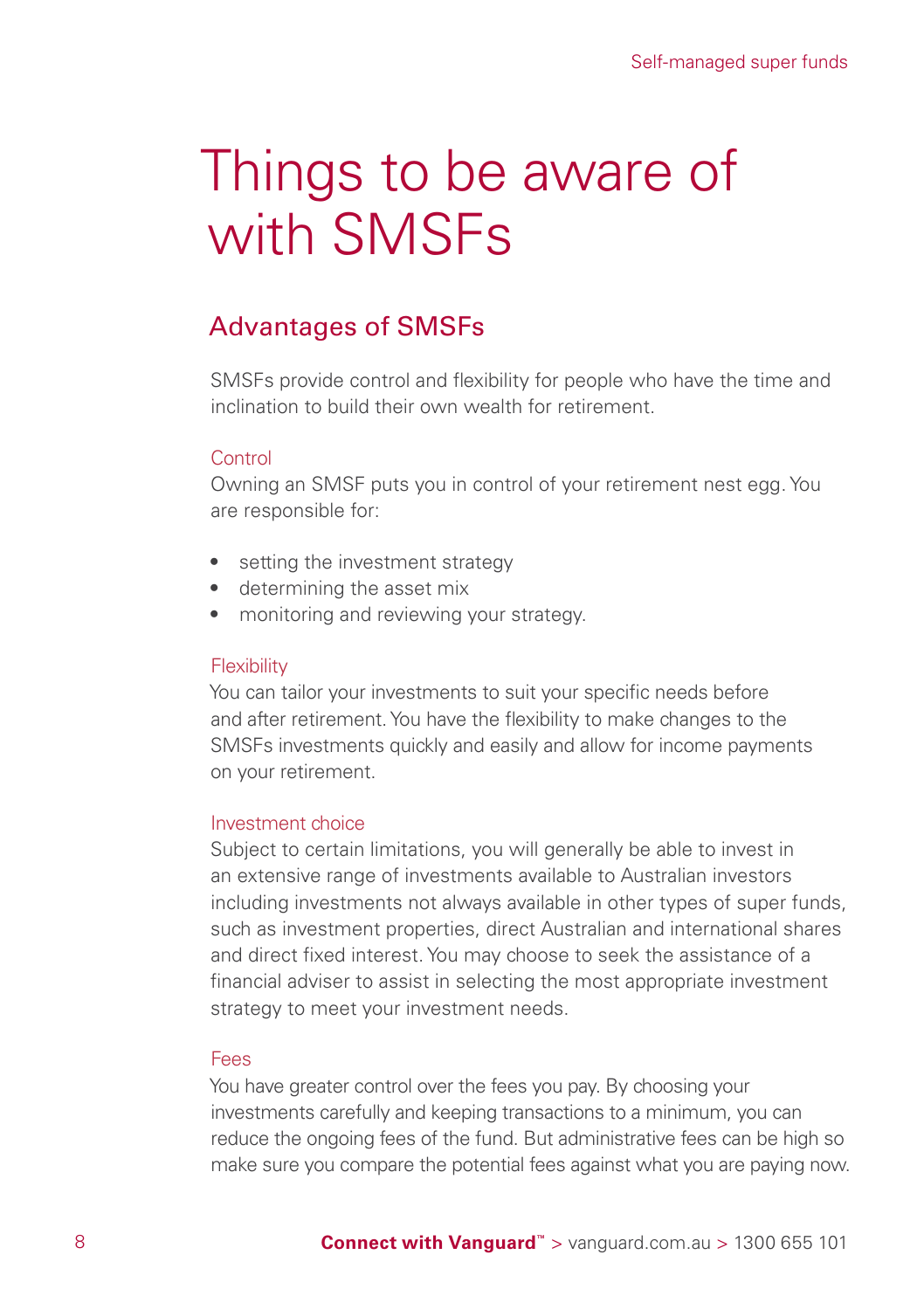# Things to be aware of with SMSFs

## Advantages of SMSFs

SMSFs provide control and flexibility for people who have the time and inclination to build their own wealth for retirement.

### Control

Owning an SMSF puts you in control of your retirement nest egg. You are responsible for:

- setting the investment strategy
- determining the asset mix
- monitoring and reviewing your strategy.

### Flexibility

You can tailor your investments to suit your specific needs before and after retirement. You have the flexibility to make changes to the SMSFs investments quickly and easily and allow for income payments on your retirement.

### Investment choice

Subject to certain limitations, you will generally be able to invest in an extensive range of investments available to Australian investors including investments not always available in other types of super funds, such as investment properties, direct Australian and international shares and direct fixed interest. You may choose to seek the assistance of a financial adviser to assist in selecting the most appropriate investment strategy to meet your investment needs.

### Fees

You have greater control over the fees you pay. By choosing your investments carefully and keeping transactions to a minimum, you can reduce the ongoing fees of the fund. But administrative fees can be high so make sure you compare the potential fees against what you are paying now.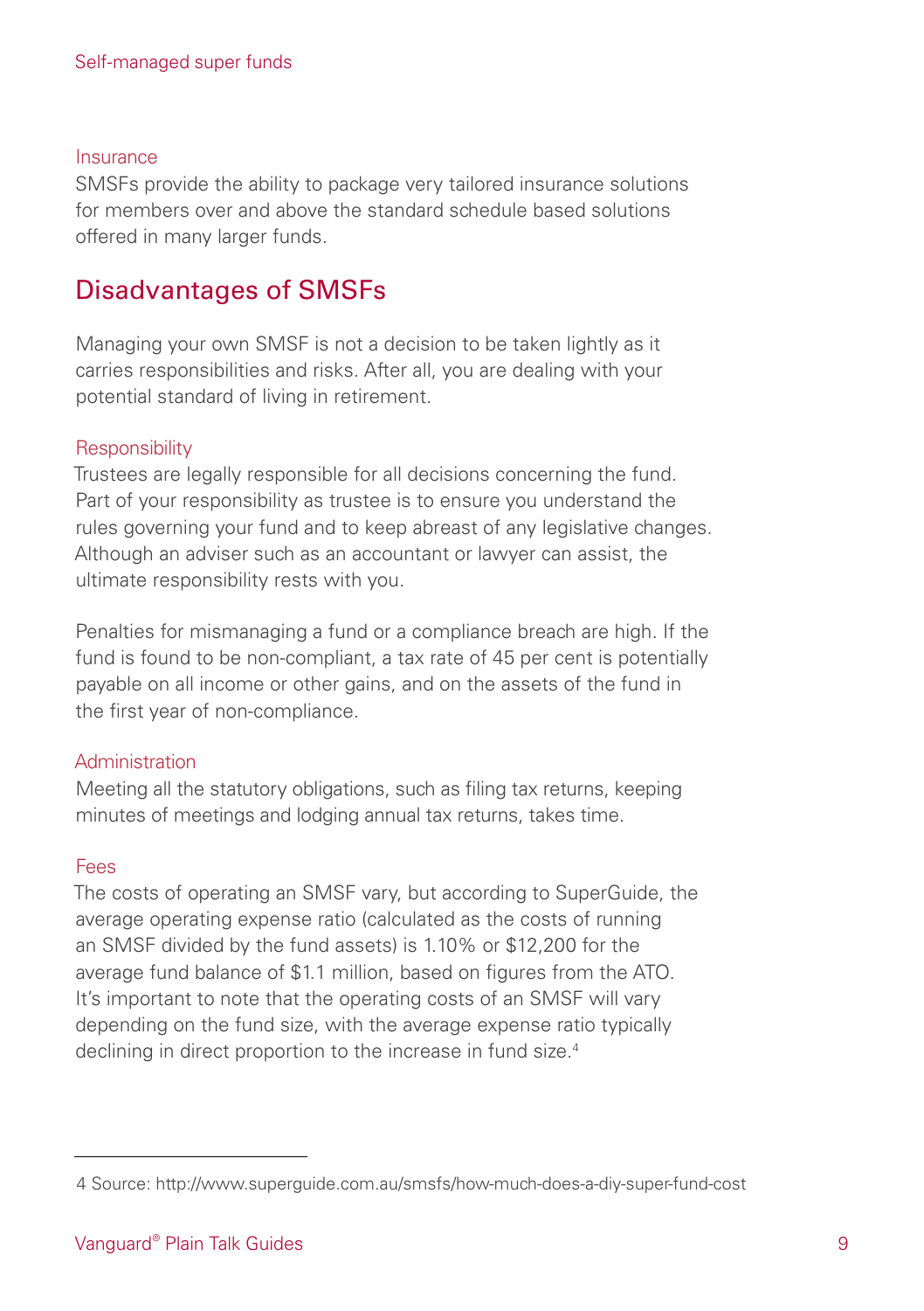### Insurance

SMSFs provide the ability to package very tailored insurance solutions for members over and above the standard schedule based solutions offered in many larger funds.

## Disadvantages of SMSFs

Managing your own SMSF is not a decision to be taken lightly as it carries responsibilities and risks. After all, you are dealing with your potential standard of living in retirement.

### Responsibility

Trustees are legally responsible for all decisions concerning the fund. Part of your responsibility as trustee is to ensure you understand the rules governing your fund and to keep abreast of any legislative changes. Although an adviser such as an accountant or lawyer can assist, the ultimate responsibility rests with you.

Penalties for mismanaging a fund or a compliance breach are high. If the fund is found to be non-compliant, a tax rate of 45 per cent is potentially payable on all income or other gains, and on the assets of the fund in the first year of non-compliance.

### Administration

Meeting all the statutory obligations, such as filing tax returns, keeping minutes of meetings and lodging annual tax returns, takes time.

### Fees

The costs of operating an SMSF vary, but according to SuperGuide, the average operating expense ratio (calculated as the costs of running an SMSF divided by the fund assets) is 1.10% or $12,200 for the average fund balance of $1.1 million, based on figures from the ATO. It's important to note that the operating costs of an SMSF will vary depending on the fund size, with the average expense ratio typically declining in direct proportion to the increase in fund size.[4]

---

4 Source: http://www.superguide.com.au/smsfs/how-much-does-a-diy-super-fund-cost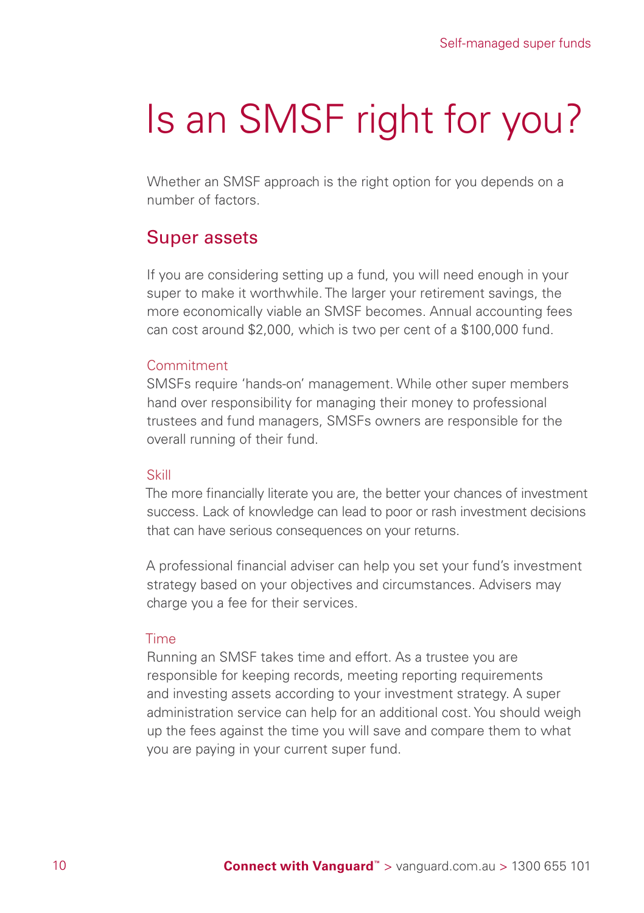# Is an SMSF right for you?

Whether an SMSF approach is the right option for you depends on a number of factors.

## Super assets

If you are considering setting up a fund, you will need enough in your super to make it worthwhile. The larger your retirement savings, the more economically viable an SMSF becomes. Annual accounting fees can cost around $2,000, which is two per cent of a $100,000 fund.

### Commitment

SMSFs require 'hands-on' management. While other super members hand over responsibility for managing their money to professional trustees and fund managers, SMSFs owners are responsible for the overall running of their fund.

### Skill

The more financially literate you are, the better your chances of investment success. Lack of knowledge can lead to poor or rash investment decisions that can have serious consequences on your returns.

A professional financial adviser can help you set your fund's investment strategy based on your objectives and circumstances. Advisers may charge you a fee for their services.

### Time

Running an SMSF takes time and effort. As a trustee you are responsible for keeping records, meeting reporting requirements and investing assets according to your investment strategy. A super administration service can help for an additional cost. You should weigh up the fees against the time you will save and compare them to what you are paying in your current super fund.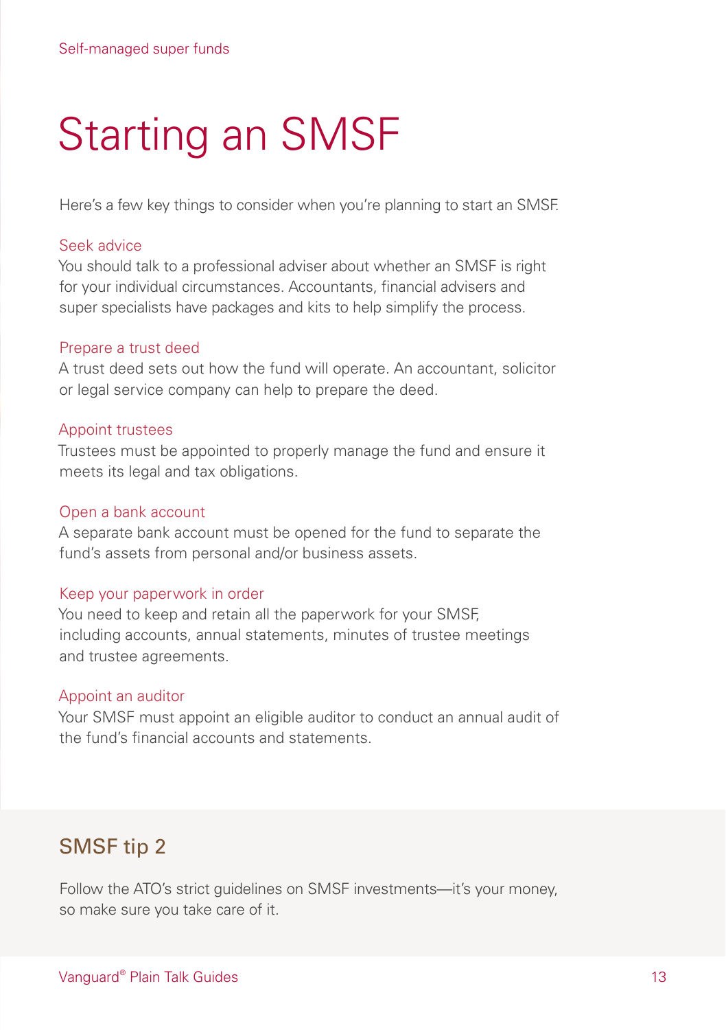# Starting an SMSF

Here's a few key things to consider when you're planning to start an SMSF.

### Seek advice

You should talk to a professional adviser about whether an SMSF is right for your individual circumstances. Accountants, financial advisers and super specialists have packages and kits to help simplify the process.

### Prepare a trust deed

A trust deed sets out how the fund will operate. An accountant, solicitor or legal service company can help to prepare the deed.

### Appoint trustees

Trustees must be appointed to properly manage the fund and ensure it meets its legal and tax obligations.

### Open a bank account

A separate bank account must be opened for the fund to separate the fund's assets from personal and/or business assets.

### Keep your paperwork in order

You need to keep and retain all the paperwork for your SMSF, including accounts, annual statements, minutes of trustee meetings and trustee agreements.

### Appoint an auditor

Your SMSF must appoint an eligible auditor to conduct an annual audit of the fund's financial accounts and statements.

## SMSF tip 2

Follow the ATO's strict guidelines on SMSF investments—it's your money, so make sure you take care of it.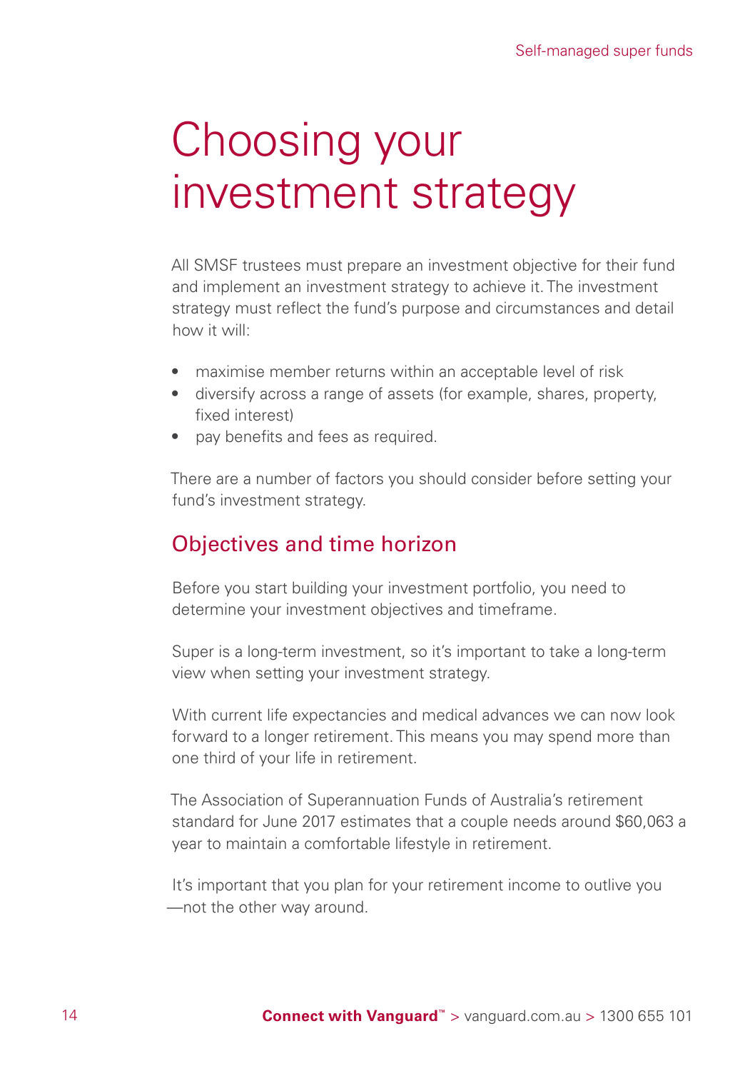# Choosing your investment strategy

All SMSF trustees must prepare an investment objective for their fund and implement an investment strategy to achieve it. The investment strategy must reflect the fund's purpose and circumstances and detail how it will:

- maximise member returns within an acceptable level of risk
- diversify across a range of assets (for example, shares, property, fixed interest)
- pay benefits and fees as required.

There are a number of factors you should consider before setting your fund's investment strategy.

## Objectives and time horizon

Before you start building your investment portfolio, you need to determine your investment objectives and timeframe.

Super is a long-term investment, so it's important to take a long-term view when setting your investment strategy.

With current life expectancies and medical advances we can now look forward to a longer retirement. This means you may spend more than one third of your life in retirement.

The Association of Superannuation Funds of Australia's retirement standard for June 2017 estimates that a couple needs around $60,063 a year to maintain a comfortable lifestyle in retirement.

It's important that you plan for your retirement income to outlive you—not the other way around.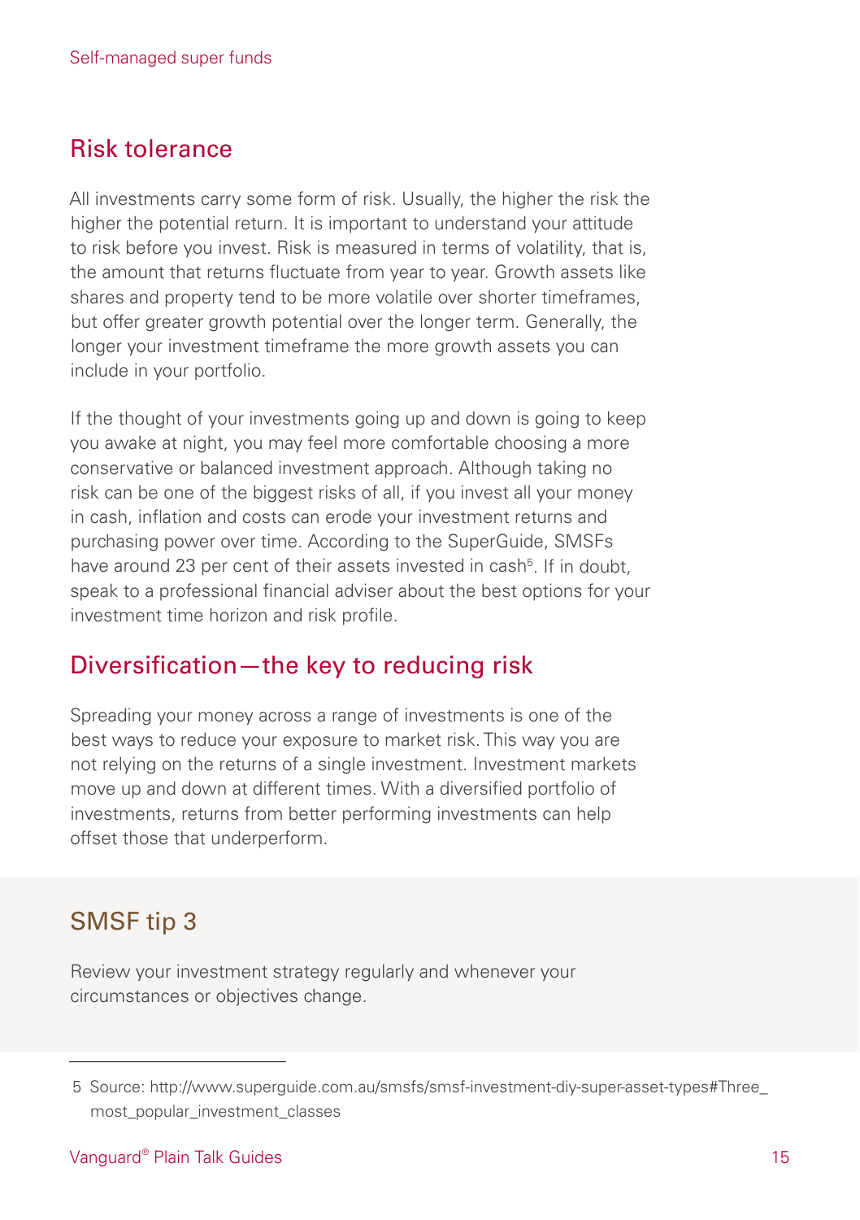## Risk tolerance

All investments carry some form of risk. Usually, the higher the risk the higher the potential return. It is important to understand your attitude to risk before you invest. Risk is measured in terms of volatility, that is, the amount that returns fluctuate from year to year. Growth assets like shares and property tend to be more volatile over shorter timeframes, but offer greater growth potential over the longer term. Generally, the longer your investment timeframe the more growth assets you can include in your portfolio.

If the thought of your investments going up and down is going to keep you awake at night, you may feel more comfortable choosing a more conservative or balanced investment approach. Although taking no risk can be one of the biggest risks of all, if you invest all your money in cash, inflation and costs can erode your investment returns and purchasing power over time. According to the SuperGuide, SMSFs have around 23 per cent of their assets invested in cash[5]. If in doubt, speak to a professional financial adviser about the best options for your investment time horizon and risk profile.

## Diversification—the key to reducing risk

Spreading your money across a range of investments is one of the best ways to reduce your exposure to market risk. This way you are not relying on the returns of a single investment. Investment markets move up and down at different times. With a diversified portfolio of investments, returns from better performing investments can help offset those that underperform.

### SMSF tip 3

Review your investment strategy regularly and whenever your circumstances or objectives change.

---

5 Source: http://www.superguide.com.au/smsfs/smsf-investment-diy-super-asset-types#Three_most_popular_investment_classes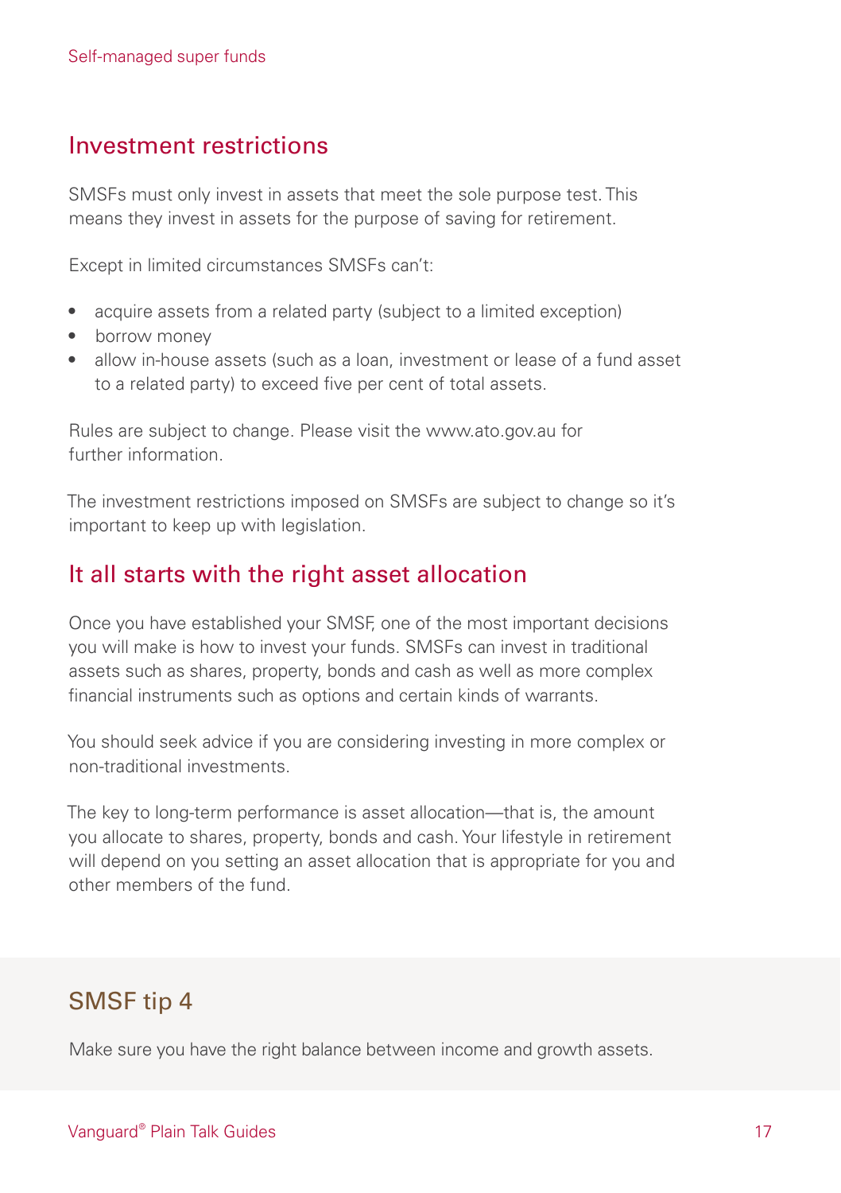## Investment restrictions

SMSFs must only invest in assets that meet the sole purpose test. This means they invest in assets for the purpose of saving for retirement.

Except in limited circumstances SMSFs can't:

- acquire assets from a related party (subject to a limited exception)
- borrow money
- allow in-house assets (such as a loan, investment or lease of a fund asset to a related party) to exceed five per cent of total assets.

Rules are subject to change. Please visit the www.ato.gov.au for further information.

The investment restrictions imposed on SMSFs are subject to change so it's important to keep up with legislation.

## It all starts with the right asset allocation

Once you have established your SMSF, one of the most important decisions you will make is how to invest your funds. SMSFs can invest in traditional assets such as shares, property, bonds and cash as well as more complex financial instruments such as options and certain kinds of warrants.

You should seek advice if you are considering investing in more complex or non-traditional investments.

The key to long-term performance is asset allocation—that is, the amount you allocate to shares, property, bonds and cash. Your lifestyle in retirement will depend on you setting an asset allocation that is appropriate for you and other members of the fund.

### SMSF tip 4

Make sure you have the right balance between income and growth assets.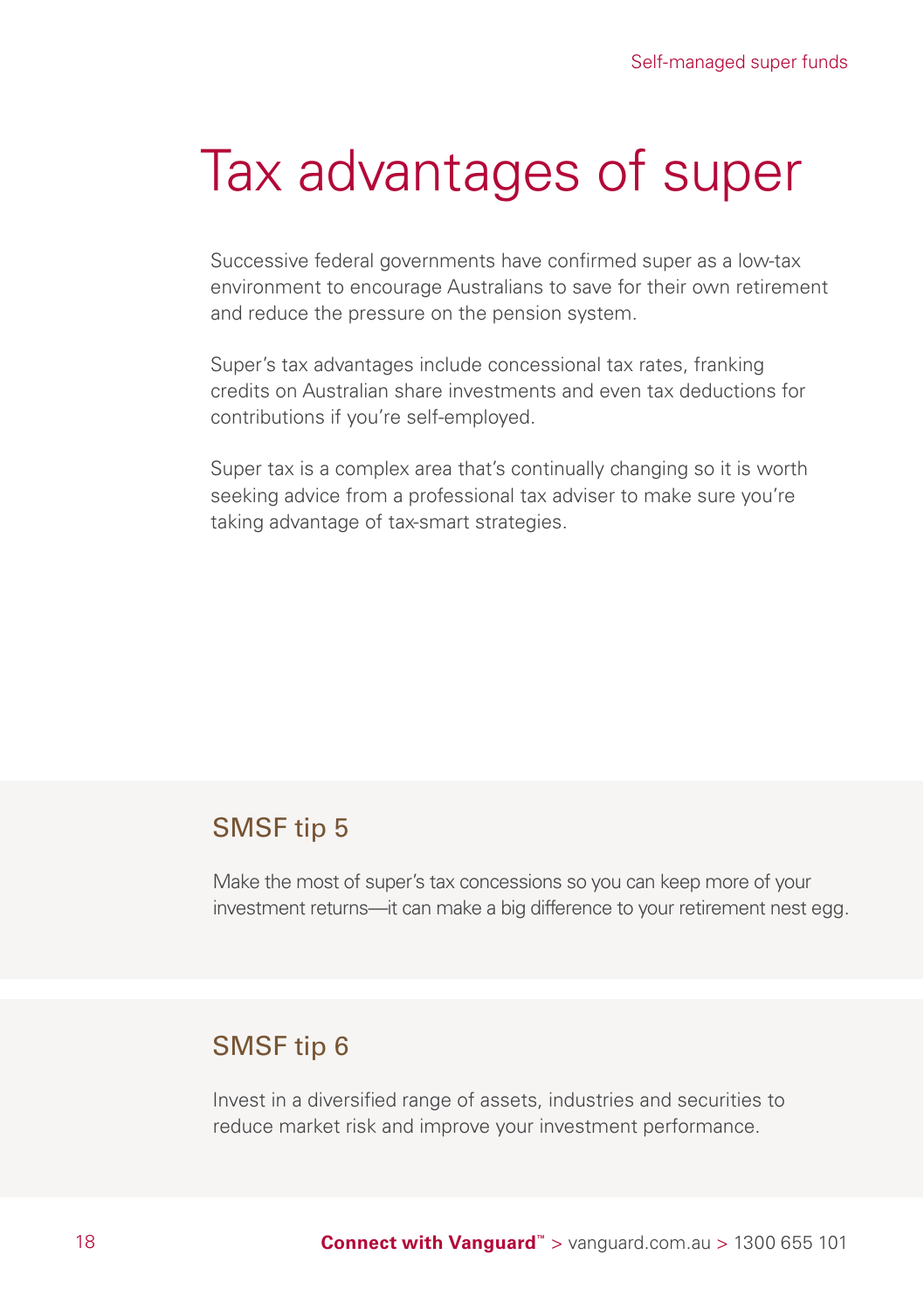# Tax advantages of super

Successive federal governments have confirmed super as a low-tax environment to encourage Australians to save for their own retirement and reduce the pressure on the pension system.

Super's tax advantages include concessional tax rates, franking credits on Australian share investments and even tax deductions for contributions if you're self-employed.

Super tax is a complex area that's continually changing so it is worth seeking advice from a professional tax adviser to make sure you're taking advantage of tax-smart strategies.

## SMSF tip 5

Make the most of super's tax concessions so you can keep more of your investment returns—it can make a big difference to your retirement nest egg.

## SMSF tip 6

Invest in a diversified range of assets, industries and securities to reduce market risk and improve your investment performance.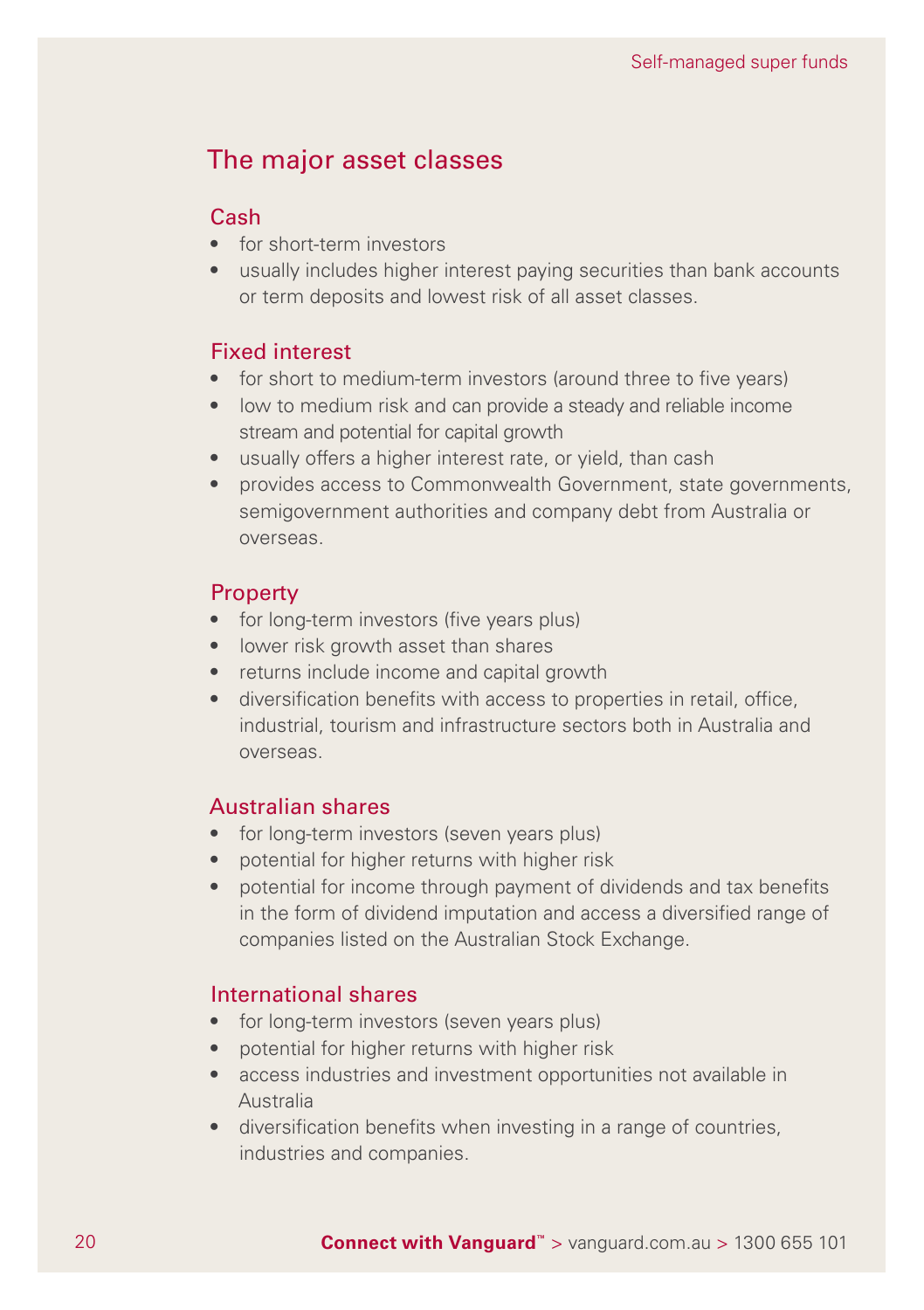## The major asset classes

### Cash

- for short-term investors
- usually includes higher interest paying securities than bank accounts or term deposits and lowest risk of all asset classes.

### Fixed interest

- for short to medium-term investors (around three to five years)
- low to medium risk and can provide a steady and reliable income stream and potential for capital growth
- usually offers a higher interest rate, or yield, than cash
- provides access to Commonwealth Government, state governments, semigovernment authorities and company debt from Australia or overseas.

### Property

- for long-term investors (five years plus)
- lower risk growth asset than shares
- returns include income and capital growth
- diversification benefits with access to properties in retail, office, industrial, tourism and infrastructure sectors both in Australia and overseas.

### Australian shares

- for long-term investors (seven years plus)
- potential for higher returns with higher risk
- potential for income through payment of dividends and tax benefits in the form of dividend imputation and access a diversified range of companies listed on the Australian Stock Exchange.

### International shares

- for long-term investors (seven years plus)
- potential for higher returns with higher risk
- access industries and investment opportunities not available in Australia
- diversification benefits when investing in a range of countries, industries and companies.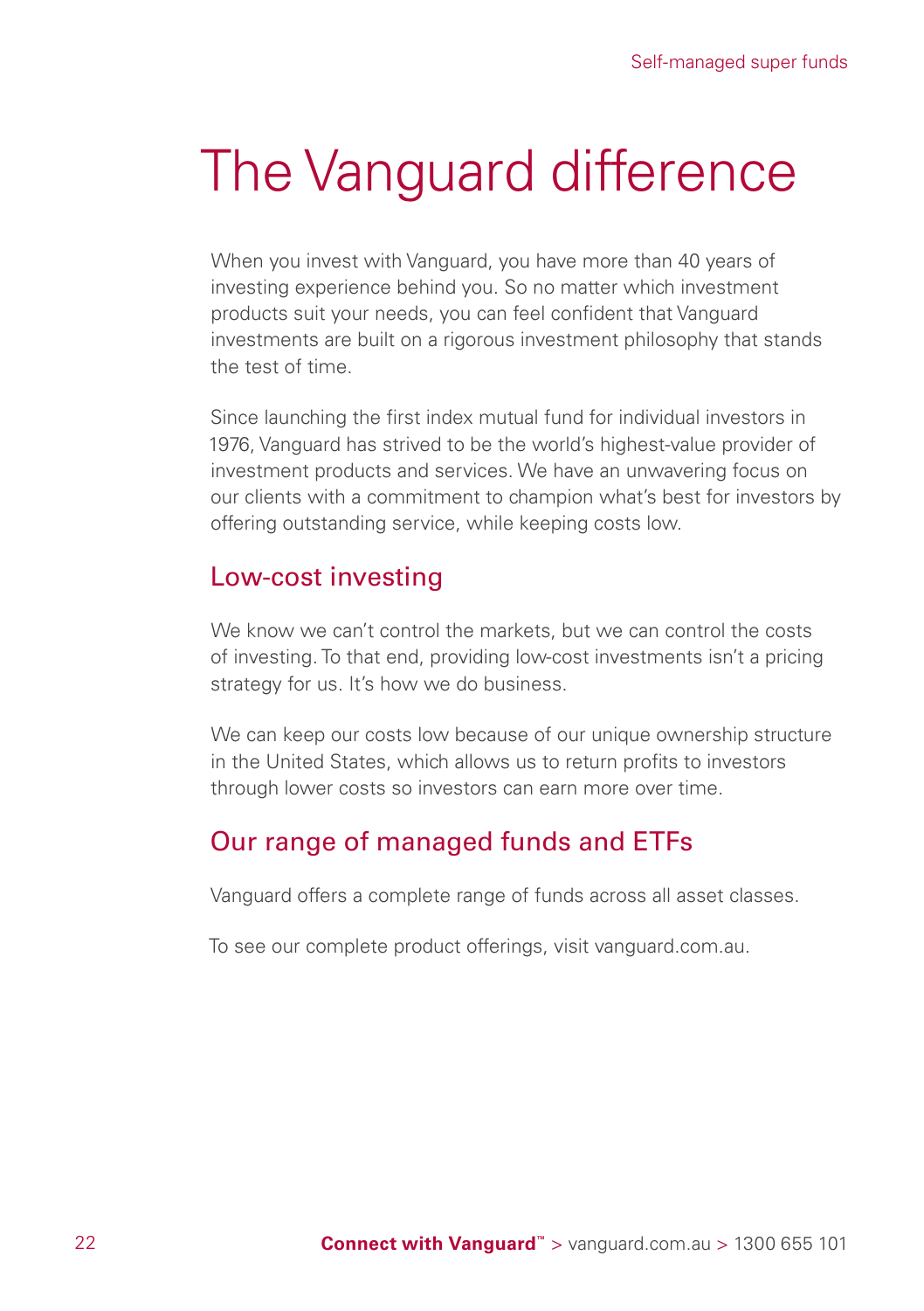# The Vanguard difference

When you invest with Vanguard, you have more than 40 years of investing experience behind you. So no matter which investment products suit your needs, you can feel confident that Vanguard investments are built on a rigorous investment philosophy that stands the test of time.

Since launching the first index mutual fund for individual investors in 1976, Vanguard has strived to be the world's highest-value provider of investment products and services. We have an unwavering focus on our clients with a commitment to champion what's best for investors by offering outstanding service, while keeping costs low.

## Low-cost investing

We know we can't control the markets, but we can control the costs of investing. To that end, providing low-cost investments isn't a pricing strategy for us. It's how we do business.

We can keep our costs low because of our unique ownership structure in the United States, which allows us to return profits to investors through lower costs so investors can earn more over time.

## Our range of managed funds and ETFs

Vanguard offers a complete range of funds across all asset classes.

To see our complete product offerings, visit vanguard.com.au.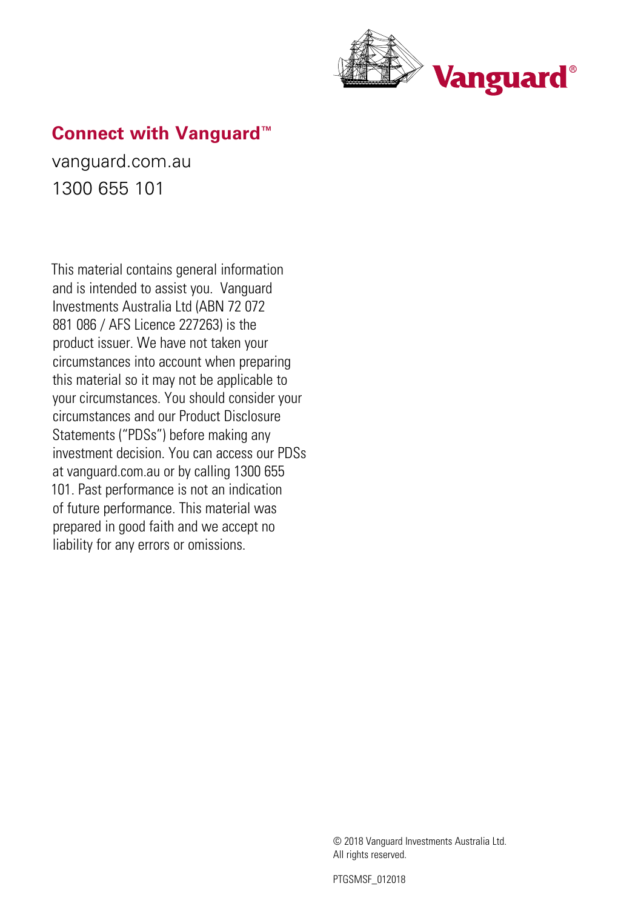Vanguard®

## Connect with Vanguard™

vanguard.com.au
1300 655 101

This material contains general information and is intended to assist you. Vanguard Investments Australia Ltd (ABN 72 072 881 086 / AFS Licence 227263) is the product issuer. We have not taken your circumstances into account when preparing this material so it may not be applicable to your circumstances. You should consider your circumstances and our Product Disclosure Statements ("PDSs") before making any investment decision. You can access our PDSs at vanguard.com.au or by calling 1300 655 101. Past performance is not an indication of future performance. This material was prepared in good faith and we accept no liability for any errors or omissions.

© 2018 Vanguard Investments Australia Ltd.
All rights reserved.

PTGSMSF_012018